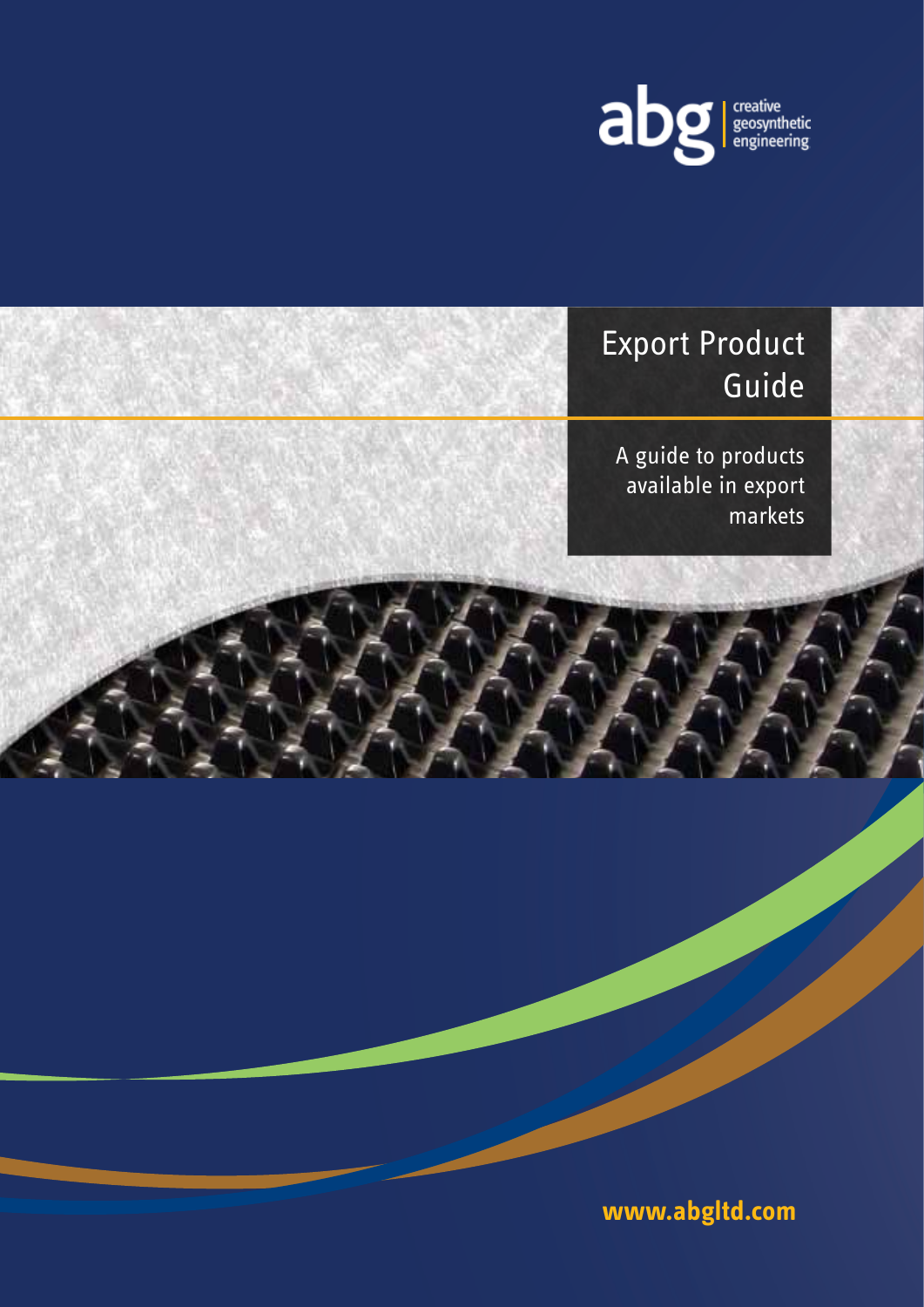abg creative geosynthetic engineering

# Export Product Guide

A guide to products available in export markets

www.abgltd.com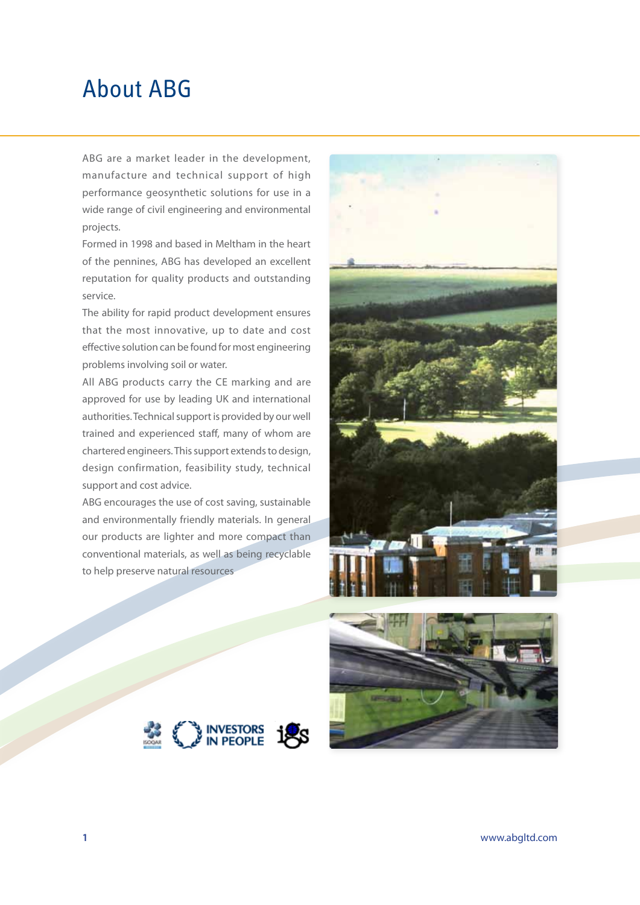# About ABG

ABG are a market leader in the development, manufacture and technical support of high performance geosynthetic solutions for use in a wide range of civil engineering and environmental projects.

Formed in 1998 and based in Meltham in the heart of the pennines, ABG has developed an excellent reputation for quality products and outstanding service.

The ability for rapid product development ensures that the most innovative, up to date and cost effective solution can be found for most engineering problems involving soil or water.

All ABG products carry the CE marking and are approved for use by leading UK and international authorities. Technical support is provided by our well trained and experienced staff, many of whom are chartered engineers. This support extends to design, design confirmation, feasibility study, technical support and cost advice.

ABG encourages the use of cost saving, sustainable and environmentally friendly materials. In general our products are lighter and more compact than conventional materials, as well as being recyclable to help preserve natural resources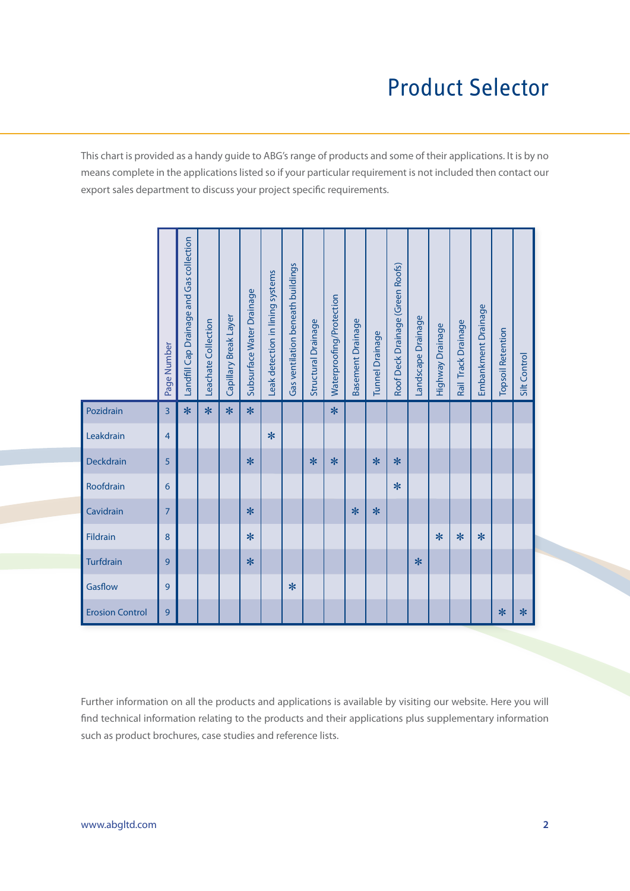# Product Selector

This chart is provided as a handy guide to ABG's range of products and some of their applications. It is by no means complete in the applications listed so if your particular requirement is not included then contact our export sales department to discuss your project specific requirements.

| | Page Number | Landfill Cap Drainage and Gas collection | Leachate Collection | Capillary Break Layer | Subsurface Water Drainage | Leak detection in lining systems | Gas ventilation beneath buildings | Structural Drainage | Waterproofing/Protection | Basement Drainage | Tunnel Drainage | Roof Deck Drainage (Green Roofs) | Landscape Drainage | Highway Drainage | Rail Track Drainage | Embankment Drainage | Topsoil Retention | Silt Control |
|---|---|---|---|---|---|---|---|---|---|---|---|---|---|---|---|---|---|---|
| Pozidrain | 3 | * | * | * | * | | | | * | | | | | | | | | |
| Leakdrain | 4 | | | | | * | | | | | | | | | | | | |
| Deckdrain | 5 | | | | * | | | * | * | | * | * | | | | | | |
| Roofdrain | 6 | | | | | | | | | | | * | | | | | | |
| Cavidrain | 7 | | | | * | | | | | * | * | | | | | | | |
| Fildrain | 8 | | | | * | | | | | | | | | * | * | * | | |
| Turfdrain | 9 | | | | * | | | | | | | | * | | | | | |
| Gasflow | 9 | | | | | | * | | | | | | | | | | | |
| Erosion Control | 9 | | | | | | | | | | | | | | | | * | * |

Further information on all the products and applications is available by visiting our website. Here you will find technical information relating to the products and their applications plus supplementary information such as product brochures, case studies and reference lists.

www.abgltd.com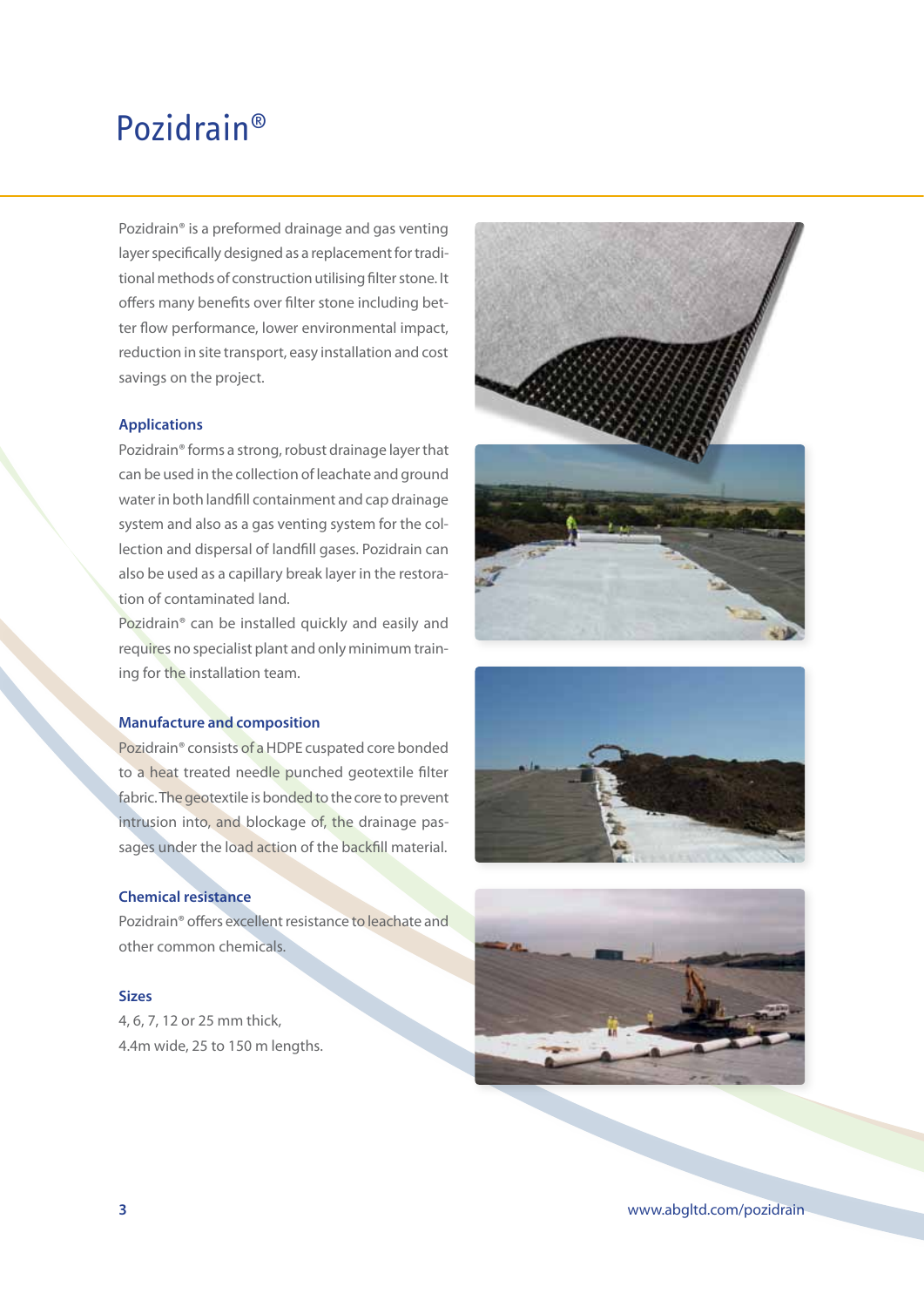# Pozidrain®

Pozidrain® is a preformed drainage and gas venting layer specifically designed as a replacement for traditional methods of construction utilising filter stone. It offers many benefits over filter stone including better flow performance, lower environmental impact, reduction in site transport, easy installation and cost savings on the project.

### Applications

Pozidrain® forms a strong, robust drainage layer that can be used in the collection of leachate and ground water in both landfill containment and cap drainage system and also as a gas venting system for the collection and dispersal of landfill gases. Pozidrain can also be used as a capillary break layer in the restoration of contaminated land.

Pozidrain® can be installed quickly and easily and requires no specialist plant and only minimum training for the installation team.

### Manufacture and composition

Pozidrain® consists of a HDPE cuspated core bonded to a heat treated needle punched geotextile filter fabric. The geotextile is bonded to the core to prevent intrusion into, and blockage of, the drainage passages under the load action of the backfill material.

### Chemical resistance

Pozidrain® offers excellent resistance to leachate and other common chemicals.

### Sizes

4, 6, 7, 12 or 25 mm thick,
4.4m wide, 25 to 150 m lengths.

www.abgltd.com/pozidrain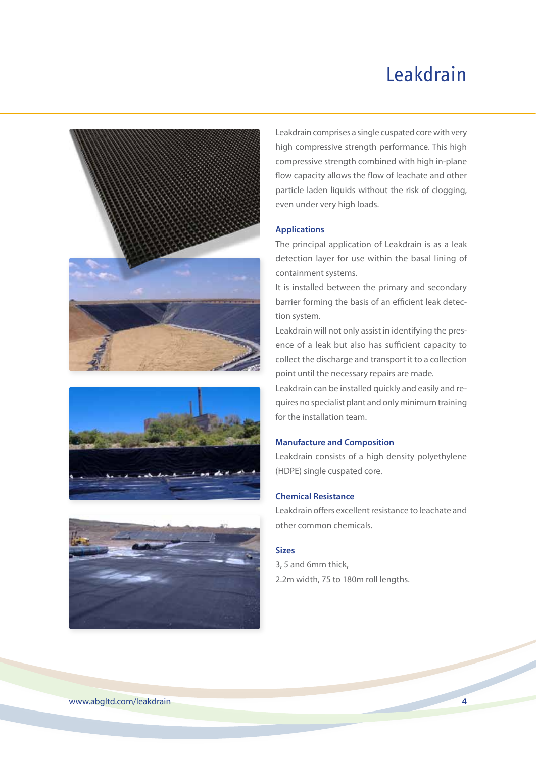# Leakdrain

Leakdrain comprises a single cuspated core with very high compressive strength performance. This high compressive strength combined with high in-plane flow capacity allows the flow of leachate and other particle laden liquids without the risk of clogging, even under very high loads.

### Applications

The principal application of Leakdrain is as a leak detection layer for use within the basal lining of containment systems.

It is installed between the primary and secondary barrier forming the basis of an efficient leak detection system.

Leakdrain will not only assist in identifying the presence of a leak but also has sufficient capacity to collect the discharge and transport it to a collection point until the necessary repairs are made.

Leakdrain can be installed quickly and easily and requires no specialist plant and only minimum training for the installation team.

### Manufacture and Composition

Leakdrain consists of a high density polyethylene (HDPE) single cuspated core.

### Chemical Resistance

Leakdrain offers excellent resistance to leachate and other common chemicals.

### Sizes

3, 5 and 6mm thick,
2.2m width, 75 to 180m roll lengths.

www.abgltd.com/leakdrain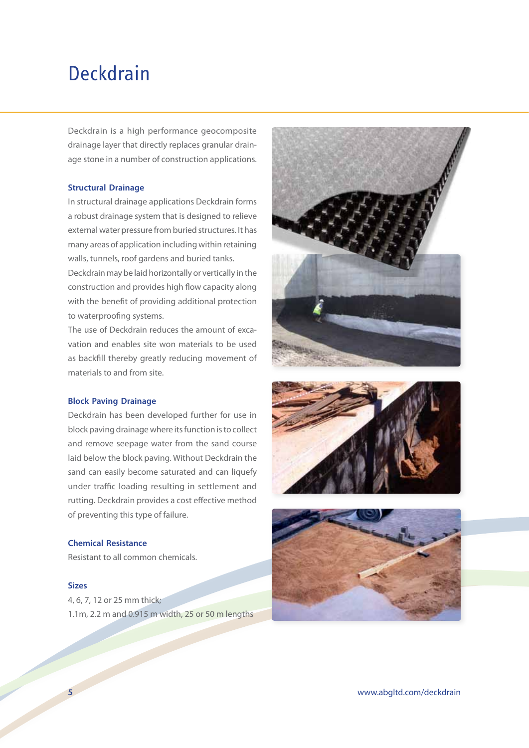# Deckdrain

Deckdrain is a high performance geocomposite drainage layer that directly replaces granular drainage stone in a number of construction applications.

### Structural Drainage

In structural drainage applications Deckdrain forms a robust drainage system that is designed to relieve external water pressure from buried structures. It has many areas of application including within retaining walls, tunnels, roof gardens and buried tanks.

Deckdrain may be laid horizontally or vertically in the construction and provides high flow capacity along with the benefit of providing additional protection to waterproofing systems.

The use of Deckdrain reduces the amount of excavation and enables site won materials to be used as backfill thereby greatly reducing movement of materials to and from site.

### Block Paving Drainage

Deckdrain has been developed further for use in block paving drainage where its function is to collect and remove seepage water from the sand course laid below the block paving. Without Deckdrain the sand can easily become saturated and can liquefy under traffic loading resulting in settlement and rutting. Deckdrain provides a cost effective method of preventing this type of failure.

### Chemical Resistance

Resistant to all common chemicals.

### Sizes

4, 6, 7, 12 or 25 mm thick;
1.1m, 2.2 m and 0.915 m width, 25 or 50 m lengths

www.abgltd.com/deckdrain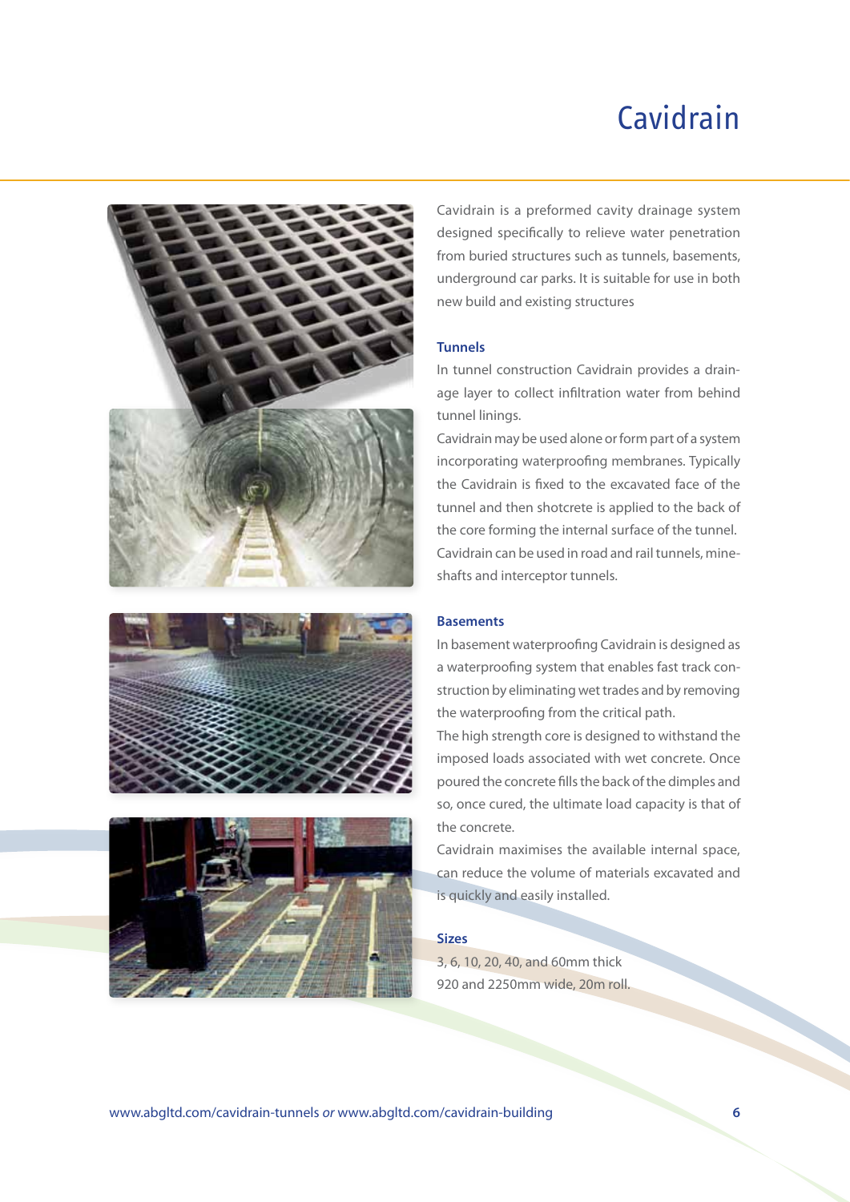# Cavidrain

Cavidrain is a preformed cavity drainage system designed specifically to relieve water penetration from buried structures such as tunnels, basements, underground car parks. It is suitable for use in both new build and existing structures

### Tunnels

In tunnel construction Cavidrain provides a drainage layer to collect infiltration water from behind tunnel linings.

Cavidrain may be used alone or form part of a system incorporating waterproofing membranes. Typically the Cavidrain is fixed to the excavated face of the tunnel and then shotcrete is applied to the back of the core forming the internal surface of the tunnel.

Cavidrain can be used in road and rail tunnels, mine-shafts and interceptor tunnels.

### Basements

In basement waterproofing Cavidrain is designed as a waterproofing system that enables fast track construction by eliminating wet trades and by removing the waterproofing from the critical path.

The high strength core is designed to withstand the imposed loads associated with wet concrete. Once poured the concrete fills the back of the dimples and so, once cured, the ultimate load capacity is that of the concrete.

Cavidrain maximises the available internal space, can reduce the volume of materials excavated and is quickly and easily installed.

### Sizes

3, 6, 10, 20, 40, and 60mm thick

920 and 2250mm wide, 20m roll.

www.abgltd.com/cavidrain-tunnels *or* www.abgltd.com/cavidrain-building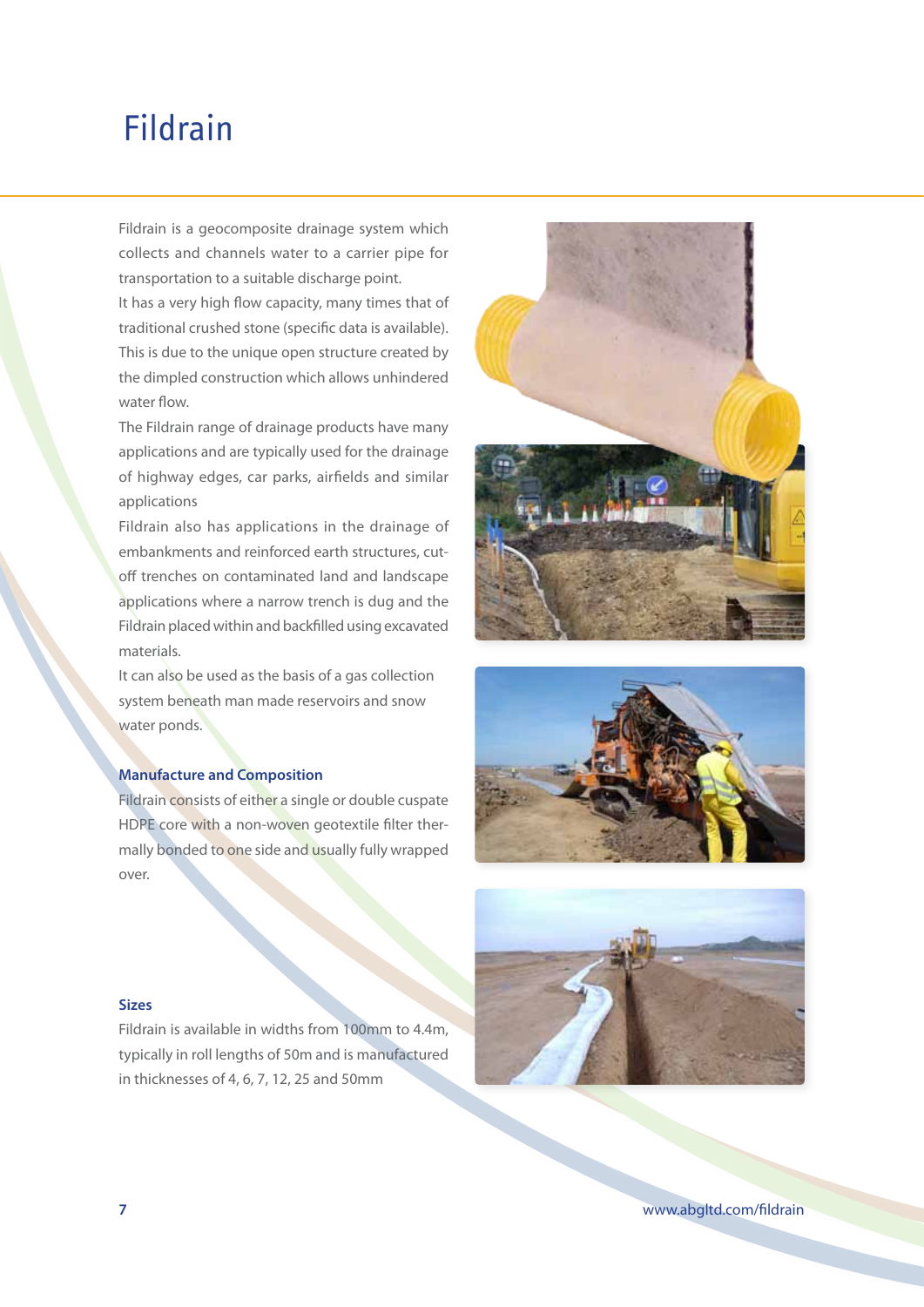# Fildrain

Fildrain is a geocomposite drainage system which collects and channels water to a carrier pipe for transportation to a suitable discharge point.

It has a very high flow capacity, many times that of traditional crushed stone (specific data is available). This is due to the unique open structure created by the dimpled construction which allows unhindered water flow.

The Fildrain range of drainage products have many applications and are typically used for the drainage of highway edges, car parks, airfields and similar applications

Fildrain also has applications in the drainage of embankments and reinforced earth structures, cut-off trenches on contaminated land and landscape applications where a narrow trench is dug and the Fildrain placed within and backfilled using excavated materials.

It can also be used as the basis of a gas collection system beneath man made reservoirs and snow water ponds.

### Manufacture and Composition

Fildrain consists of either a single or double cuspate HDPE core with a non-woven geotextile filter thermally bonded to one side and usually fully wrapped over.

### Sizes

Fildrain is available in widths from 100mm to 4.4m, typically in roll lengths of 50m and is manufactured in thicknesses of 4, 6, 7, 12, 25 and 50mm

www.abgltd.com/fildrain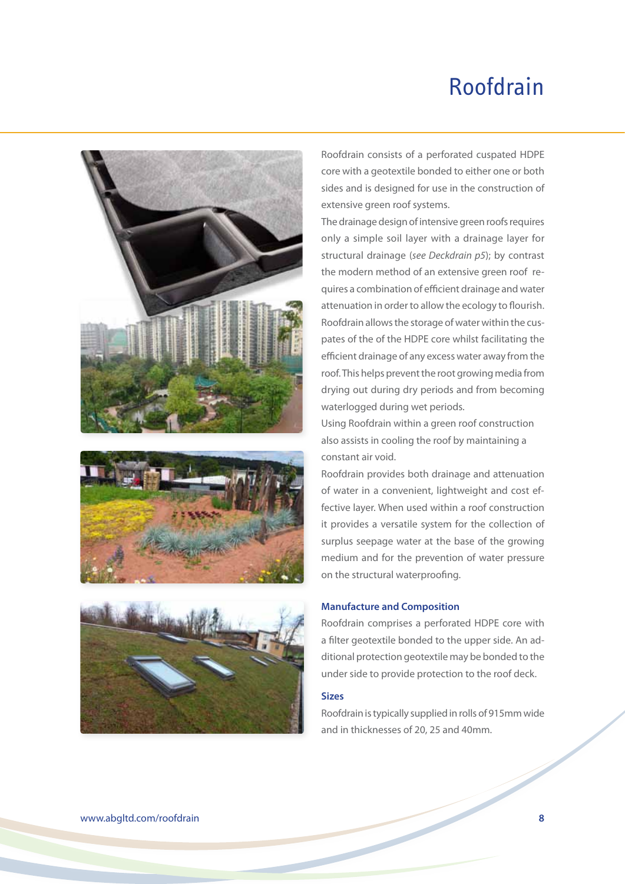# Roofdrain

Roofdrain consists of a perforated cuspated HDPE core with a geotextile bonded to either one or both sides and is designed for use in the construction of extensive green roof systems.

The drainage design of intensive green roofs requires only a simple soil layer with a drainage layer for structural drainage (*see Deckdrain p5*); by contrast the modern method of an extensive green roof requires a combination of efficient drainage and water attenuation in order to allow the ecology to flourish. Roofdrain allows the storage of water within the cuspates of the of the HDPE core whilst facilitating the efficient drainage of any excess water away from the roof. This helps prevent the root growing media from drying out during dry periods and from becoming waterlogged during wet periods.

Using Roofdrain within a green roof construction also assists in cooling the roof by maintaining a constant air void.

Roofdrain provides both drainage and attenuation of water in a convenient, lightweight and cost effective layer. When used within a roof construction it provides a versatile system for the collection of surplus seepage water at the base of the growing medium and for the prevention of water pressure on the structural waterproofing.

### Manufacture and Composition

Roofdrain comprises a perforated HDPE core with a filter geotextile bonded to the upper side. An additional protection geotextile may be bonded to the under side to provide protection to the roof deck.

### Sizes

Roofdrain is typically supplied in rolls of 915mm wide and in thicknesses of 20, 25 and 40mm.

www.abgltd.com/roofdrain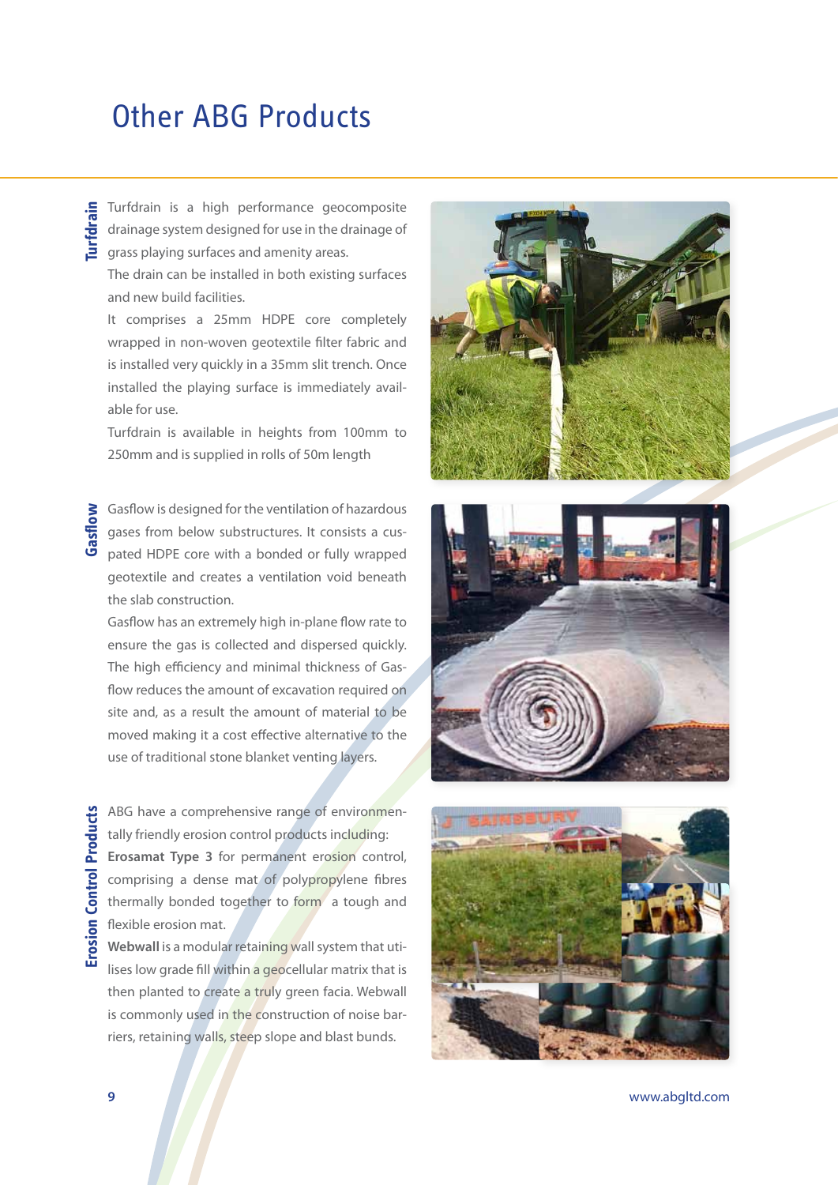# Other ABG Products

## Turfdrain

Turfdrain is a high performance geocomposite drainage system designed for use in the drainage of grass playing surfaces and amenity areas.

The drain can be installed in both existing surfaces and new build facilities.

It comprises a 25mm HDPE core completely wrapped in non-woven geotextile filter fabric and is installed very quickly in a 35mm slit trench. Once installed the playing surface is immediately available for use.

Turfdrain is available in heights from 100mm to 250mm and is supplied in rolls of 50m length

## Gasflow

Gasflow is designed for the ventilation of hazardous gases from below substructures. It consists a cuspated HDPE core with a bonded or fully wrapped geotextile and creates a ventilation void beneath the slab construction.

Gasflow has an extremely high in-plane flow rate to ensure the gas is collected and dispersed quickly. The high efficiency and minimal thickness of Gasflow reduces the amount of excavation required on site and, as a result the amount of material to be moved making it a cost effective alternative to the use of traditional stone blanket venting layers.

## Erosion Control Products

ABG have a comprehensive range of environmentally friendly erosion control products including:

**Erosamat Type 3** for permanent erosion control, comprising a dense mat of polypropylene fibres thermally bonded together to form a tough and flexible erosion mat.

**Webwall** is a modular retaining wall system that utilises low grade fill within a geocellular matrix that is then planted to create a truly green facia. Webwall is commonly used in the construction of noise barriers, retaining walls, steep slope and blast bunds.

www.abgltd.com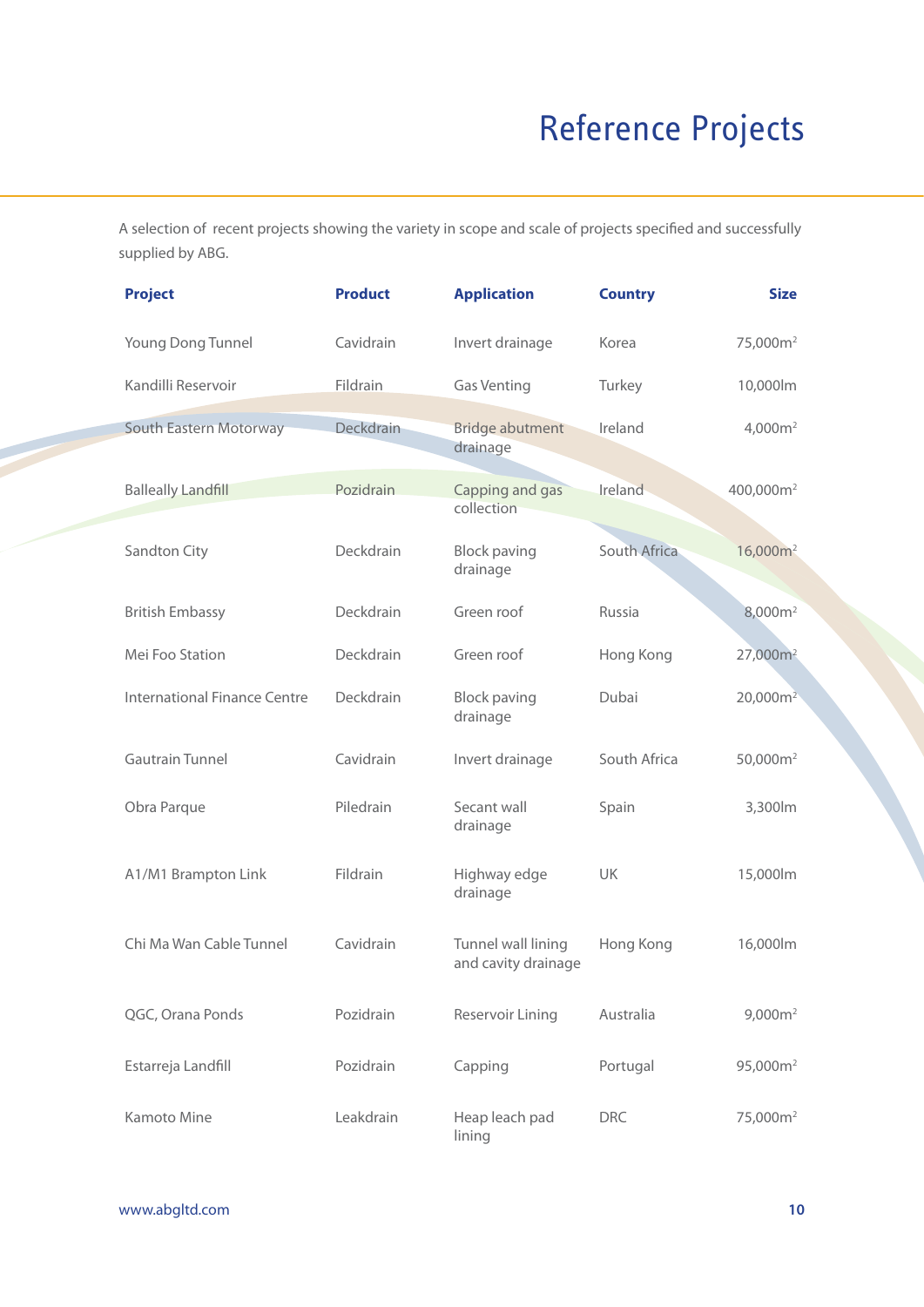# Reference Projects

A selection of recent projects showing the variety in scope and scale of projects specified and successfully supplied by ABG.

| Project | Product | Application | Country | Size |
|---|---|---|---|---|
| Young Dong Tunnel | Cavidrain | Invert drainage | Korea | 75,000m$^2$ |
| Kandilli Reservoir | Fildrain | Gas Venting | Turkey | 10,000lm |
| South Eastern Motorway | Deckdrain | Bridge abutment drainage | Ireland | 4,000m$^2$ |
| Balleally Landfill | Pozidrain | Capping and gas collection | Ireland | 400,000m$^2$ |
| Sandton City | Deckdrain | Block paving drainage | South Africa | 16,000m$^2$ |
| British Embassy | Deckdrain | Green roof | Russia | 8,000m$^2$ |
| Mei Foo Station | Deckdrain | Green roof | Hong Kong | 27,000m$^2$ |
| International Finance Centre | Deckdrain | Block paving drainage | Dubai | 20,000m$^2$ |
| Gautrain Tunnel | Cavidrain | Invert drainage | South Africa | 50,000m$^2$ |
| Obra Parque | Piledrain | Secant wall drainage | Spain | 3,300lm |
| A1/M1 Brampton Link | Fildrain | Highway edge drainage | UK | 15,000lm |
| Chi Ma Wan Cable Tunnel | Cavidrain | Tunnel wall lining and cavity drainage | Hong Kong | 16,000lm |
| QGC, Orana Ponds | Pozidrain | Reservoir Lining | Australia | 9,000m$^2$ |
| Estarreja Landfill | Pozidrain | Capping | Portugal | 95,000m$^2$ |
| Kamoto Mine | Leakdrain | Heap leach pad lining | DRC | 75,000m$^2$ |

www.abgltd.com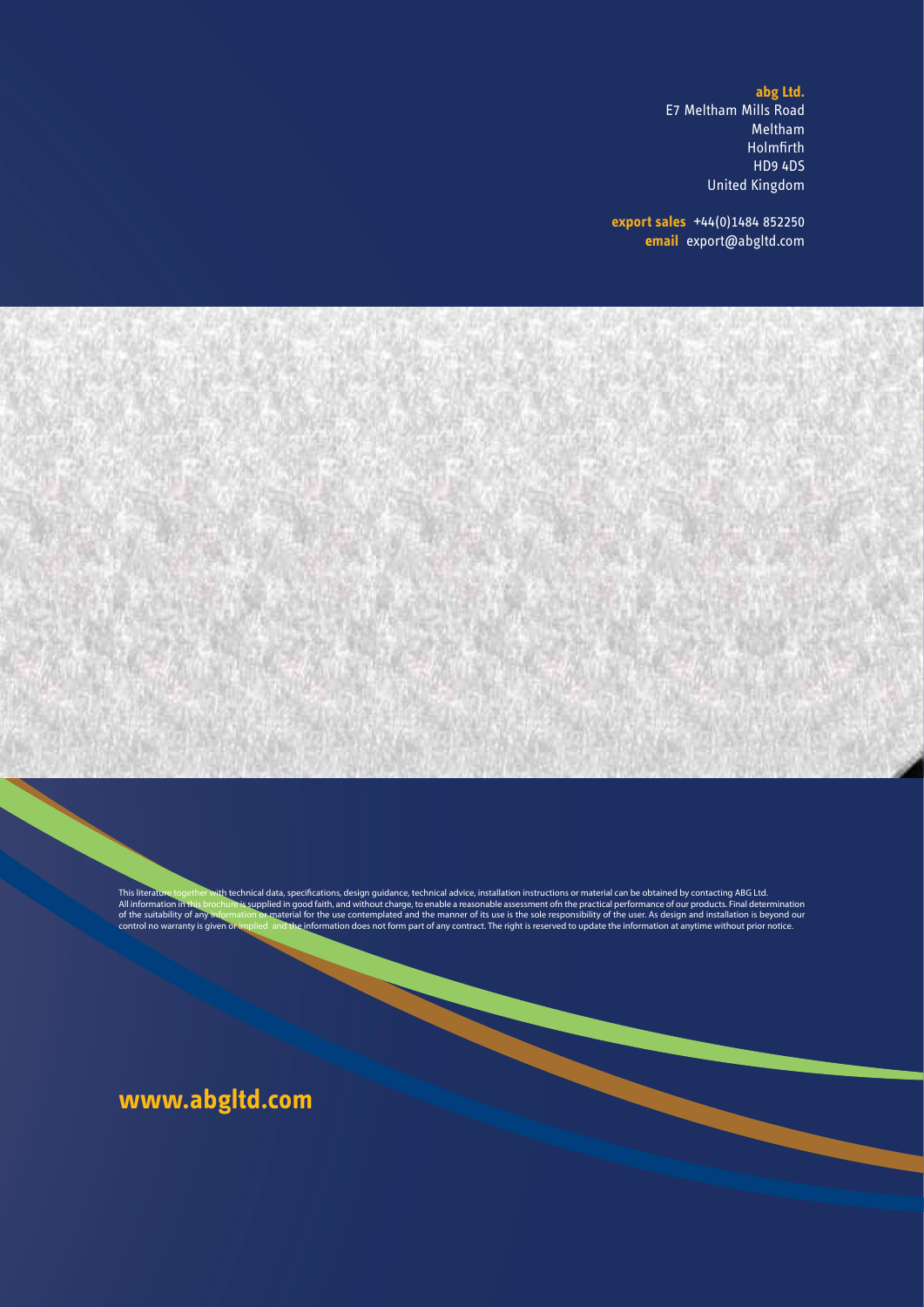**abg Ltd.**
E7 Meltham Mills Road
Meltham
Holmfirth
HD9 4DS
United Kingdom

**export sales** +44(0)1484 852250
**email** export@abgltd.com

This literature together with technical data, specifications, design guidance, technical advice, installation instructions or material can be obtained by contacting ABG Ltd. All information in this brochure is supplied in good faith, and without charge, to enable a reasonable assessment ofn the practical performance of our products. Final determination of the suitability of any information or material for the use contemplated and the manner of its use is the sole responsibility of the user. As design and installation is beyond our control no warranty is given or implied and the information does not form part of any contract. The right is reserved to update the information at anytime without prior notice.

**www.abgltd.com**